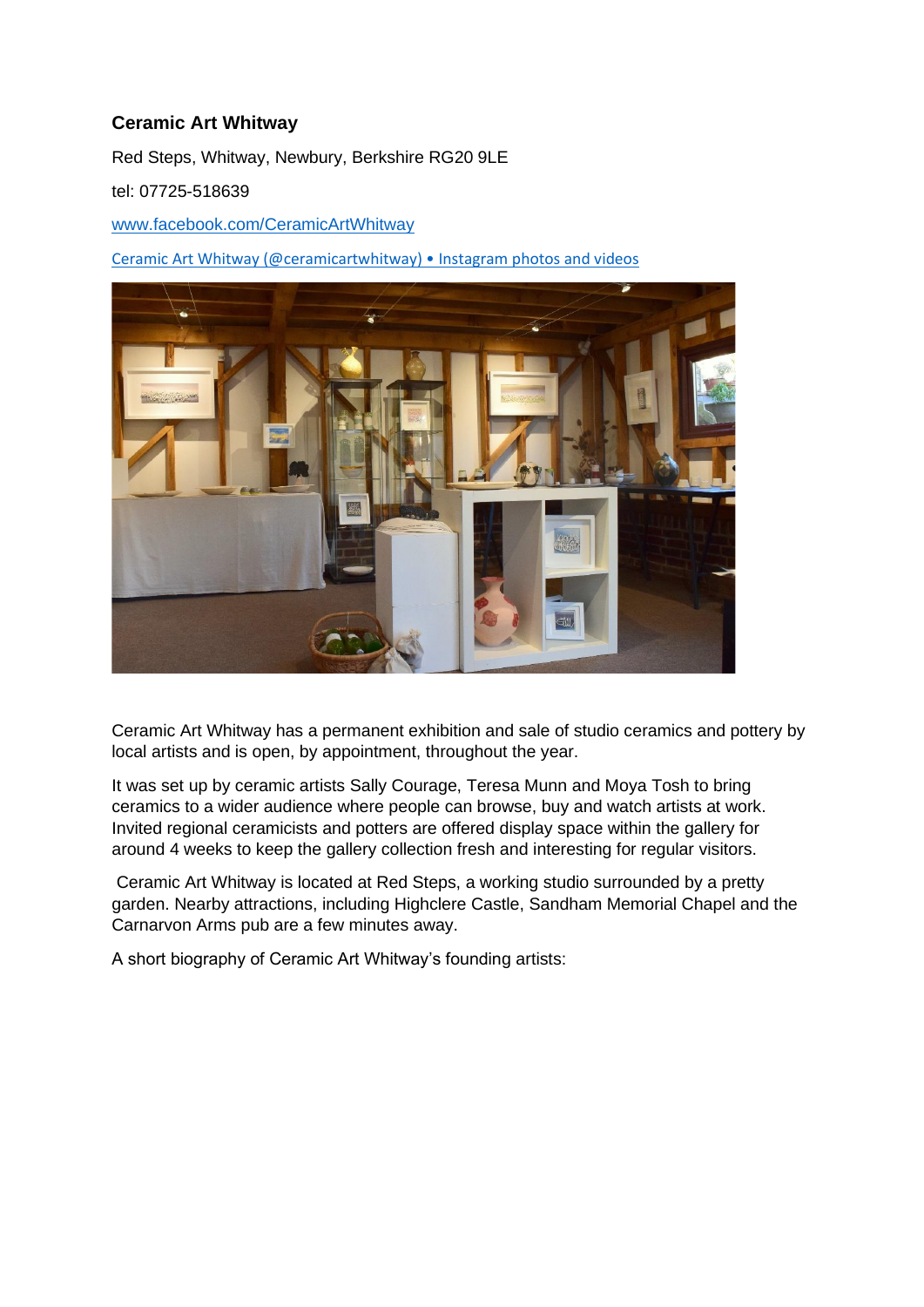**Ceramic Art Whitway**

Red Steps, Whitway, Newbury, Berkshire RG20 9LE

tel: 07725-518639

www.facebook.com/CeramicArtWhitway

Ceramic Art Whitway (@ceramicartwhitway) • Instagram photos and videos

Ceramic Art Whitway has a permanent exhibition and sale of studio ceramics and pottery by local artists and is open, by appointment, throughout the year.

It was set up by ceramic artists Sally Courage, Teresa Munn and Moya Tosh to bring ceramics to a wider audience where people can browse, buy and watch artists at work. Invited regional ceramicists and potters are offered display space within the gallery for around 4 weeks to keep the gallery collection fresh and interesting for regular visitors.

Ceramic Art Whitway is located at Red Steps, a working studio surrounded by a pretty garden. Nearby attractions, including Highclere Castle, Sandham Memorial Chapel and the Carnarvon Arms pub are a few minutes away.

A short biography of Ceramic Art Whitway's founding artists: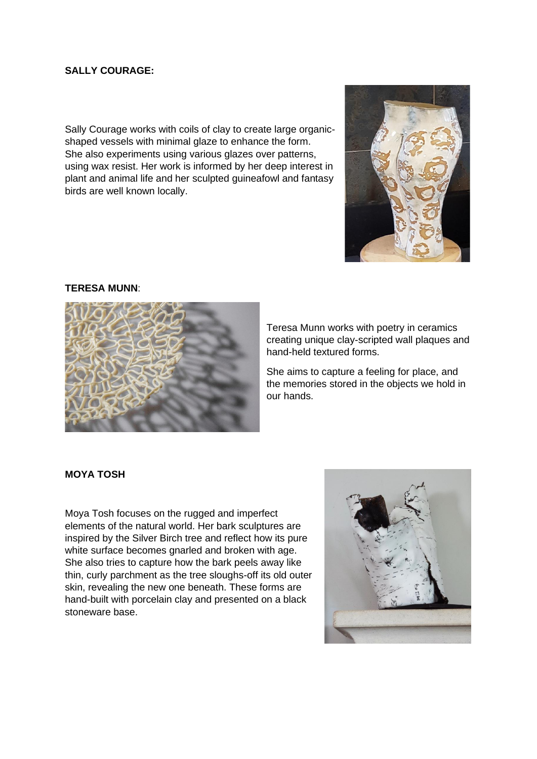**SALLY COURAGE:**

Sally Courage works with coils of clay to create large organic-shaped vessels with minimal glaze to enhance the form. She also experiments using various glazes over patterns, using wax resist. Her work is informed by her deep interest in plant and animal life and her sculpted guineafowl and fantasy birds are well known locally.

**TERESA MUNN**:

Teresa Munn works with poetry in ceramics creating unique clay-scripted wall plaques and hand-held textured forms.

She aims to capture a feeling for place, and the memories stored in the objects we hold in our hands.

**MOYA TOSH**

Moya Tosh focuses on the rugged and imperfect elements of the natural world. Her bark sculptures are inspired by the Silver Birch tree and reflect how its pure white surface becomes gnarled and broken with age. She also tries to capture how the bark peels away like thin, curly parchment as the tree sloughs-off its old outer skin, revealing the new one beneath. These forms are hand-built with porcelain clay and presented on a black stoneware base.